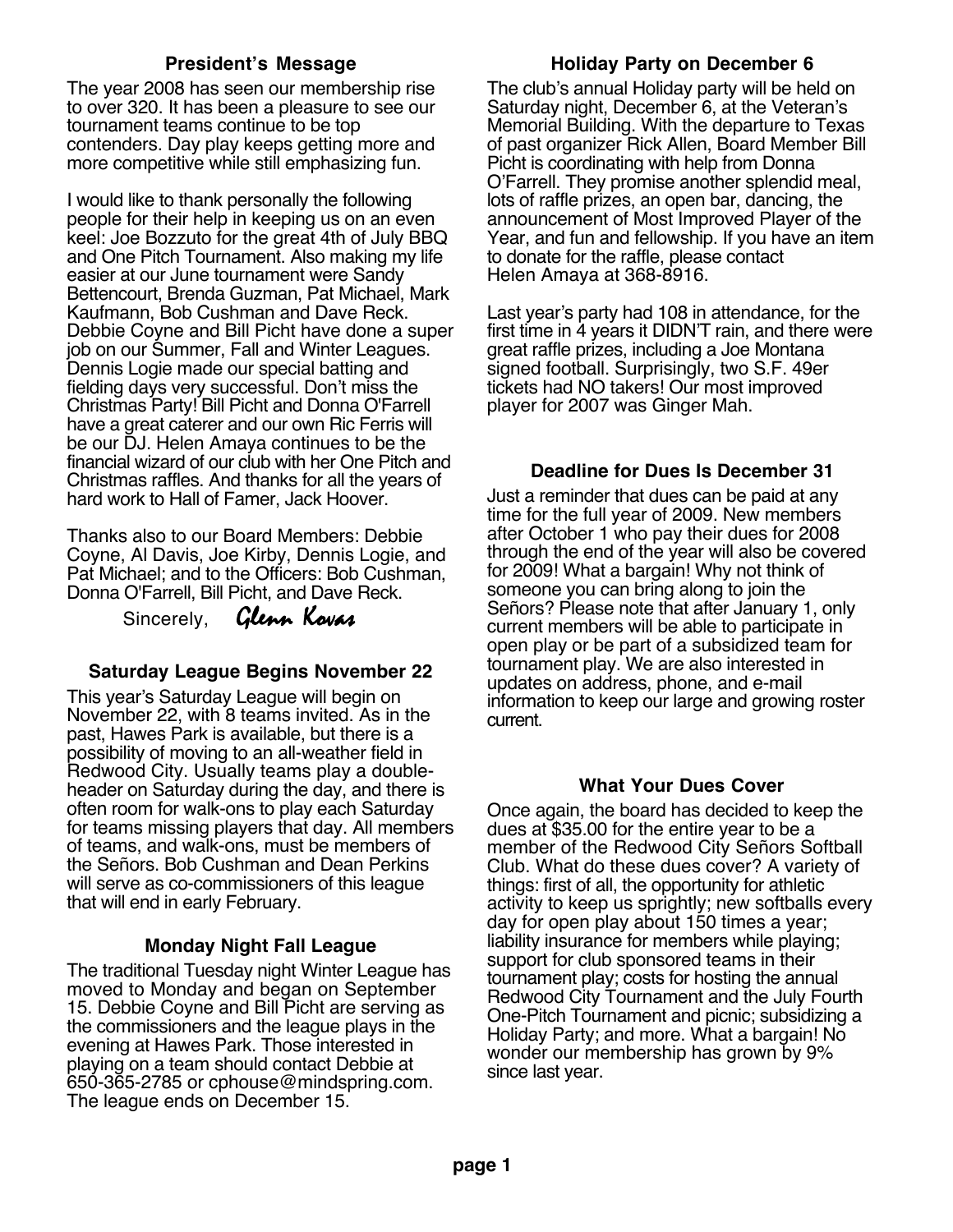## President's Message

The year 2008 has seen our membership rise to over 320. It has been a pleasure to see our tournament teams continue to be top contenders. Day play keeps getting more and more competitive while still emphasizing fun.

I would like to thank personally the following people for their help in keeping us on an even keel: Joe Bozzuto for the great 4th of July BBQ and One Pitch Tournament. Also making my life easier at our June tournament were Sandy Bettencourt, Brenda Guzman, Pat Michael, Mark Kaufmann, Bob Cushman and Dave Reck. Debbie Coyne and Bill Picht have done a super job on our Summer, Fall and Winter Leagues. Dennis Logie made our special batting and fielding days very successful. Don't miss the Christmas Party! Bill Picht and Donna O'Farrell have a great caterer and our own Ric Ferris will be our DJ. Helen Amaya continues to be the financial wizard of our club with her One Pitch and Christmas raffles. And thanks for all the years of hard work to Hall of Famer, Jack Hoover.

Thanks also to our Board Members: Debbie Coyne, Al Davis, Joe Kirby, Dennis Logie, and Pat Michael; and to the Officers: Bob Cushman, Donna O'Farrell, Bill Picht, and Dave Reck.

Sincerely, *Glenn Kovas*

## Saturday League Begins November 22

This year's Saturday League will begin on November 22, with 8 teams invited. As in the past, Hawes Park is available, but there is a possibility of moving to an all-weather field in Redwood City. Usually teams play a double-header on Saturday during the day, and there is often room for walk-ons to play each Saturday for teams missing players that day. All members of teams, and walk-ons, must be members of the Señors. Bob Cushman and Dean Perkins will serve as co-commissioners of this league that will end in early February.

## Monday Night Fall League

The traditional Tuesday night Winter League has moved to Monday and began on September 15. Debbie Coyne and Bill Picht are serving as the commissioners and the league plays in the evening at Hawes Park. Those interested in playing on a team should contact Debbie at 650-365-2785 or cphouse@mindspring.com. The league ends on December 15.

## Holiday Party on December 6

The club's annual Holiday party will be held on Saturday night, December 6, at the Veteran's Memorial Building. With the departure to Texas of past organizer Rick Allen, Board Member Bill Picht is coordinating with help from Donna O'Farrell. They promise another splendid meal, lots of raffle prizes, an open bar, dancing, the announcement of Most Improved Player of the Year, and fun and fellowship. If you have an item to donate for the raffle, please contact Helen Amaya at 368-8916.

Last year's party had 108 in attendance, for the first time in 4 years it DIDN'T rain, and there were great raffle prizes, including a Joe Montana signed football. Surprisingly, two S.F. 49er tickets had NO takers! Our most improved player for 2007 was Ginger Mah.

## Deadline for Dues Is December 31

Just a reminder that dues can be paid at any time for the full year of 2009. New members after October 1 who pay their dues for 2008 through the end of the year will also be covered for 2009! What a bargain! Why not think of someone you can bring along to join the Señors? Please note that after January 1, only current members will be able to participate in open play or be part of a subsidized team for tournament play. We are also interested in updates on address, phone, and e-mail information to keep our large and growing roster current.

## What Your Dues Cover

Once again, the board has decided to keep the dues at $35.00 for the entire year to be a member of the Redwood City Señors Softball Club. What do these dues cover? A variety of things: first of all, the opportunity for athletic activity to keep us sprightly; new softballs every day for open play about 150 times a year; liability insurance for members while playing; support for club sponsored teams in their tournament play; costs for hosting the annual Redwood City Tournament and the July Fourth One-Pitch Tournament and picnic; subsidizing a Holiday Party; and more. What a bargain! No wonder our membership has grown by 9% since last year.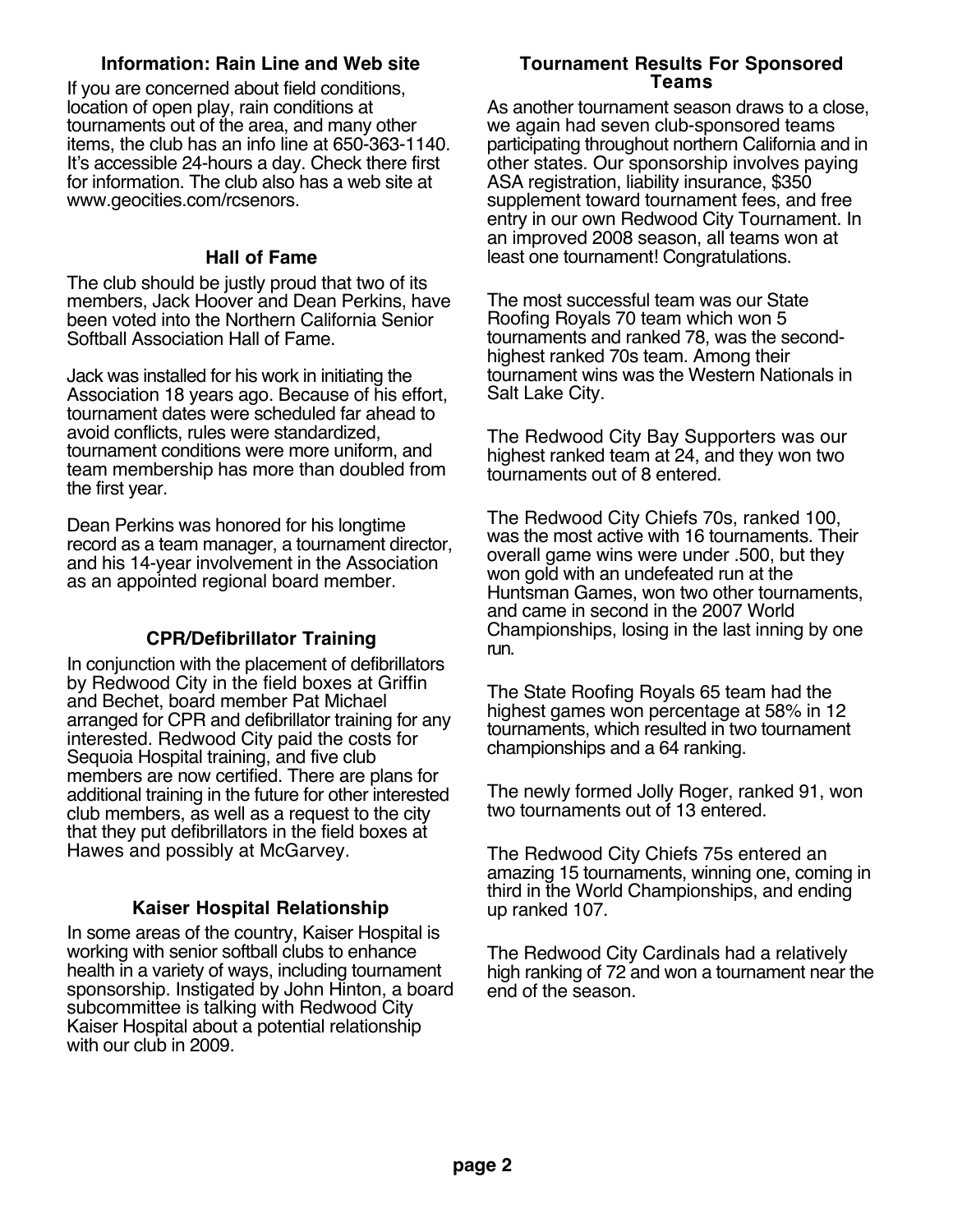## Information: Rain Line and Web site

If you are concerned about field conditions, location of open play, rain conditions at tournaments out of the area, and many other items, the club has an info line at 650-363-1140. It's accessible 24-hours a day. Check there first for information. The club also has a web site at www.geocities.com/rcsenors.

## Hall of Fame

The club should be justly proud that two of its members, Jack Hoover and Dean Perkins, have been voted into the Northern California Senior Softball Association Hall of Fame.

Jack was installed for his work in initiating the Association 18 years ago. Because of his effort, tournament dates were scheduled far ahead to avoid conflicts, rules were standardized, tournament conditions were more uniform, and team membership has more than doubled from the first year.

Dean Perkins was honored for his longtime record as a team manager, a tournament director, and his 14-year involvement in the Association as an appointed regional board member.

## CPR/Defibrillator Training

In conjunction with the placement of defibrillators by Redwood City in the field boxes at Griffin and Bechet, board member Pat Michael arranged for CPR and defibrillator training for any interested. Redwood City paid the costs for Sequoia Hospital training, and five club members are now certified. There are plans for additional training in the future for other interested club members, as well as a request to the city that they put defibrillators in the field boxes at Hawes and possibly at McGarvey.

## Kaiser Hospital Relationship

In some areas of the country, Kaiser Hospital is working with senior softball clubs to enhance health in a variety of ways, including tournament sponsorship. Instigated by John Hinton, a board subcommittee is talking with Redwood City Kaiser Hospital about a potential relationship with our club in 2009.

## Tournament Results For Sponsored Teams

As another tournament season draws to a close, we again had seven club-sponsored teams participating throughout northern California and in other states. Our sponsorship involves paying ASA registration, liability insurance, $350 supplement toward tournament fees, and free entry in our own Redwood City Tournament. In an improved 2008 season, all teams won at least one tournament! Congratulations.

The most successful team was our State Roofing Royals 70 team which won 5 tournaments and ranked 78, was the second-highest ranked 70s team. Among their tournament wins was the Western Nationals in Salt Lake City.

The Redwood City Bay Supporters was our highest ranked team at 24, and they won two tournaments out of 8 entered.

The Redwood City Chiefs 70s, ranked 100, was the most active with 16 tournaments. Their overall game wins were under .500, but they won gold with an undefeated run at the Huntsman Games, won two other tournaments, and came in second in the 2007 World Championships, losing in the last inning by one run.

The State Roofing Royals 65 team had the highest games won percentage at 58% in 12 tournaments, which resulted in two tournament championships and a 64 ranking.

The newly formed Jolly Roger, ranked 91, won two tournaments out of 13 entered.

The Redwood City Chiefs 75s entered an amazing 15 tournaments, winning one, coming in third in the World Championships, and ending up ranked 107.

The Redwood City Cardinals had a relatively high ranking of 72 and won a tournament near the end of the season.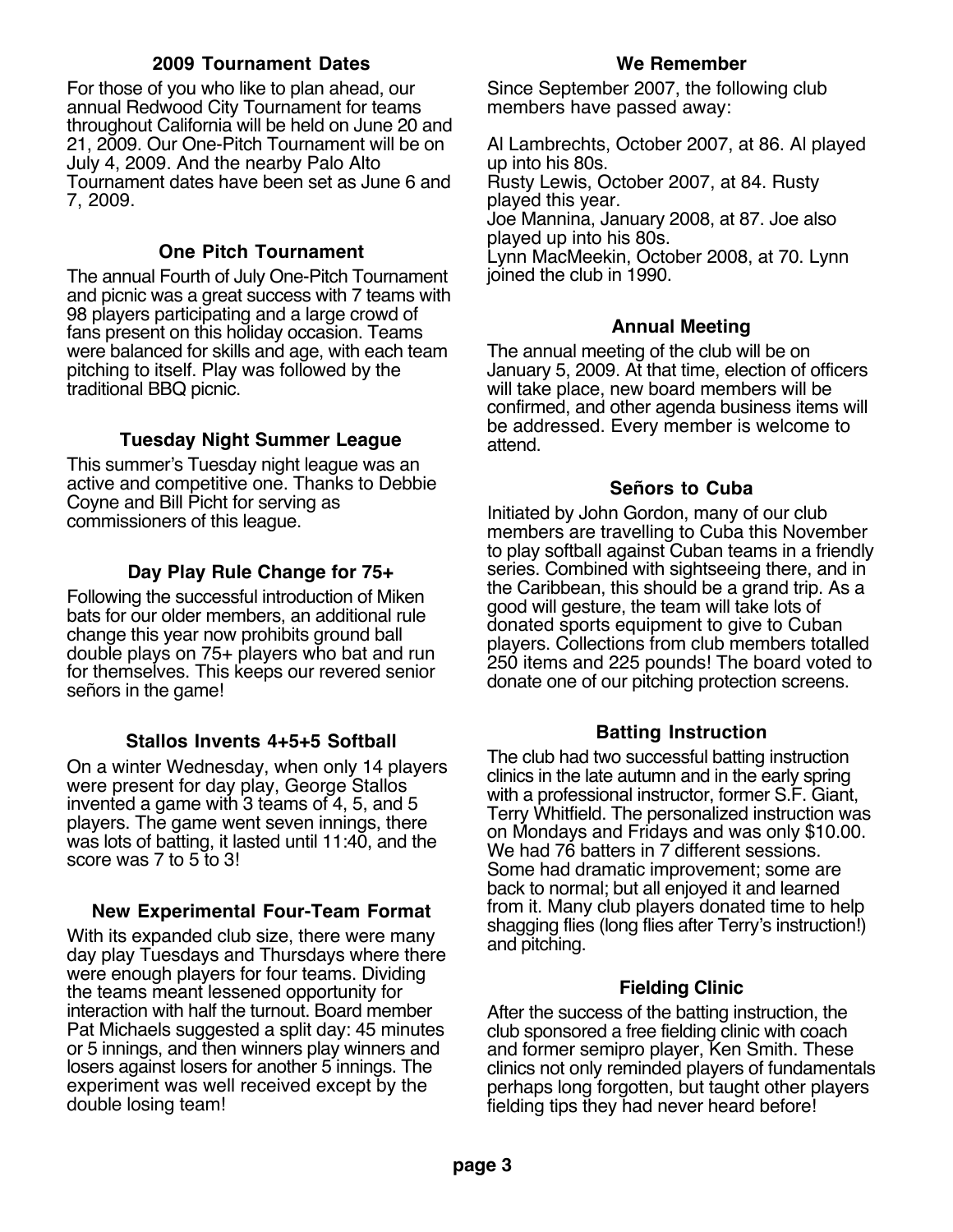### 2009 Tournament Dates

For those of you who like to plan ahead, our annual Redwood City Tournament for teams throughout California will be held on June 20 and 21, 2009. Our One-Pitch Tournament will be on July 4, 2009. And the nearby Palo Alto Tournament dates have been set as June 6 and 7, 2009.

### One Pitch Tournament

The annual Fourth of July One-Pitch Tournament and picnic was a great success with 7 teams with 98 players participating and a large crowd of fans present on this holiday occasion. Teams were balanced for skills and age, with each team pitching to itself. Play was followed by the traditional BBQ picnic.

### Tuesday Night Summer League

This summer's Tuesday night league was an active and competitive one. Thanks to Debbie Coyne and Bill Picht for serving as commissioners of this league.

### Day Play Rule Change for 75+

Following the successful introduction of Miken bats for our older members, an additional rule change this year now prohibits ground ball double plays on 75+ players who bat and run for themselves. This keeps our revered senior señors in the game!

### Stallos Invents 4+5+5 Softball

On a winter Wednesday, when only 14 players were present for day play, George Stallos invented a game with 3 teams of 4, 5, and 5 players. The game went seven innings, there was lots of batting, it lasted until 11:40, and the score was 7 to 5 to 3!

### New Experimental Four-Team Format

With its expanded club size, there were many day play Tuesdays and Thursdays where there were enough players for four teams. Dividing the teams meant lessened opportunity for interaction with half the turnout. Board member Pat Michaels suggested a split day: 45 minutes or 5 innings, and then winners play winners and losers against losers for another 5 innings. The experiment was well received except by the double losing team!

### We Remember

Since September 2007, the following club members have passed away:

Al Lambrechts, October 2007, at 86. Al played up into his 80s.
Rusty Lewis, October 2007, at 84. Rusty played this year.
Joe Mannina, January 2008, at 87. Joe also played up into his 80s.
Lynn MacMeekin, October 2008, at 70. Lynn joined the club in 1990.

### Annual Meeting

The annual meeting of the club will be on January 5, 2009. At that time, election of officers will take place, new board members will be confirmed, and other agenda business items will be addressed. Every member is welcome to attend.

### Señors to Cuba

Initiated by John Gordon, many of our club members are travelling to Cuba this November to play softball against Cuban teams in a friendly series. Combined with sightseeing there, and in the Caribbean, this should be a grand trip. As a good will gesture, the team will take lots of donated sports equipment to give to Cuban players. Collections from club members totalled 250 items and 225 pounds! The board voted to donate one of our pitching protection screens.

### Batting Instruction

The club had two successful batting instruction clinics in the late autumn and in the early spring with a professional instructor, former S.F. Giant, Terry Whitfield. The personalized instruction was on Mondays and Fridays and was only $10.00. We had 76 batters in 7 different sessions. Some had dramatic improvement; some are back to normal; but all enjoyed it and learned from it. Many club players donated time to help shagging flies (long flies after Terry's instruction!) and pitching.

### Fielding Clinic

After the success of the batting instruction, the club sponsored a free fielding clinic with coach and former semipro player, Ken Smith. These clinics not only reminded players of fundamentals perhaps long forgotten, but taught other players fielding tips they had never heard before!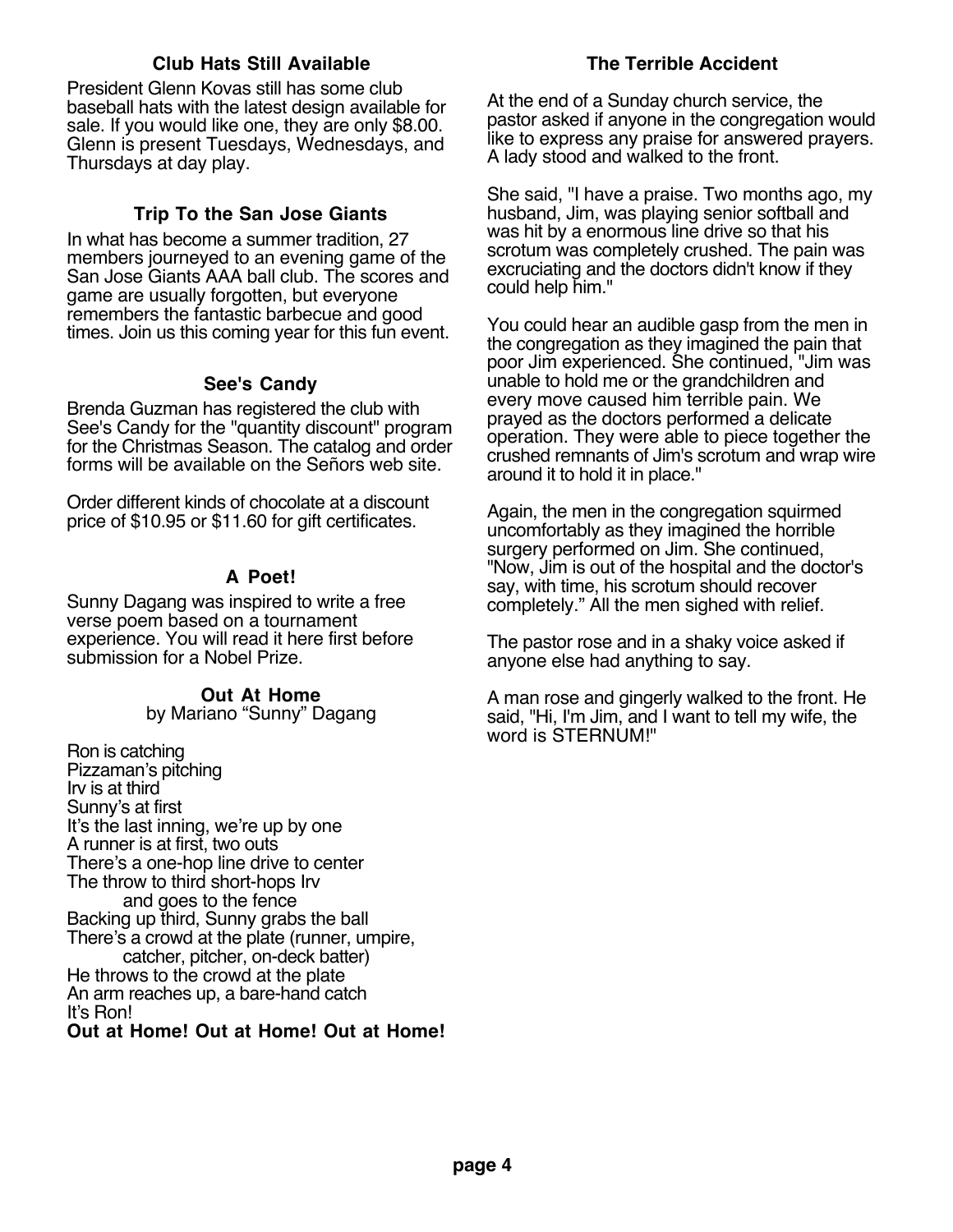### Club Hats Still Available

President Glenn Kovas still has some club baseball hats with the latest design available for sale. If you would like one, they are only $8.00. Glenn is present Tuesdays, Wednesdays, and Thursdays at day play.

### Trip To the San Jose Giants

In what has become a summer tradition, 27 members journeyed to an evening game of the San Jose Giants AAA ball club. The scores and game are usually forgotten, but everyone remembers the fantastic barbecue and good times. Join us this coming year for this fun event.

### See's Candy

Brenda Guzman has registered the club with See's Candy for the "quantity discount" program for the Christmas Season. The catalog and order forms will be available on the Señors web site.

Order different kinds of chocolate at a discount price of $10.95 or $11.60 for gift certificates.

### A Poet!

Sunny Dagang was inspired to write a free verse poem based on a tournament experience. You will read it here first before submission for a Nobel Prize.

**Out At Home**
by Mariano "Sunny" Dagang

Ron is catching
Pizzaman's pitching
Irv is at third
Sunny's at first
It's the last inning, we're up by one
A runner is at first, two outs
There's a one-hop line drive to center
The throw to third short-hops Irv
 and goes to the fence
Backing up third, Sunny grabs the ball
There's a crowd at the plate (runner, umpire,
 catcher, pitcher, on-deck batter)
He throws to the crowd at the plate
An arm reaches up, a bare-hand catch
It's Ron!
**Out at Home! Out at Home! Out at Home!**

### The Terrible Accident

At the end of a Sunday church service, the pastor asked if anyone in the congregation would like to express any praise for answered prayers. A lady stood and walked to the front.

She said, "I have a praise. Two months ago, my husband, Jim, was playing senior softball and was hit by a enormous line drive so that his scrotum was completely crushed. The pain was excruciating and the doctors didn't know if they could help him."

You could hear an audible gasp from the men in the congregation as they imagined the pain that poor Jim experienced. She continued, "Jim was unable to hold me or the grandchildren and every move caused him terrible pain. We prayed as the doctors performed a delicate operation. They were able to piece together the crushed remnants of Jim's scrotum and wrap wire around it to hold it in place."

Again, the men in the congregation squirmed uncomfortably as they imagined the horrible surgery performed on Jim. She continued, "Now, Jim is out of the hospital and the doctor's say, with time, his scrotum should recover completely." All the men sighed with relief.

The pastor rose and in a shaky voice asked if anyone else had anything to say.

A man rose and gingerly walked to the front. He said, "Hi, I'm Jim, and I want to tell my wife, the word is STERNUM!"